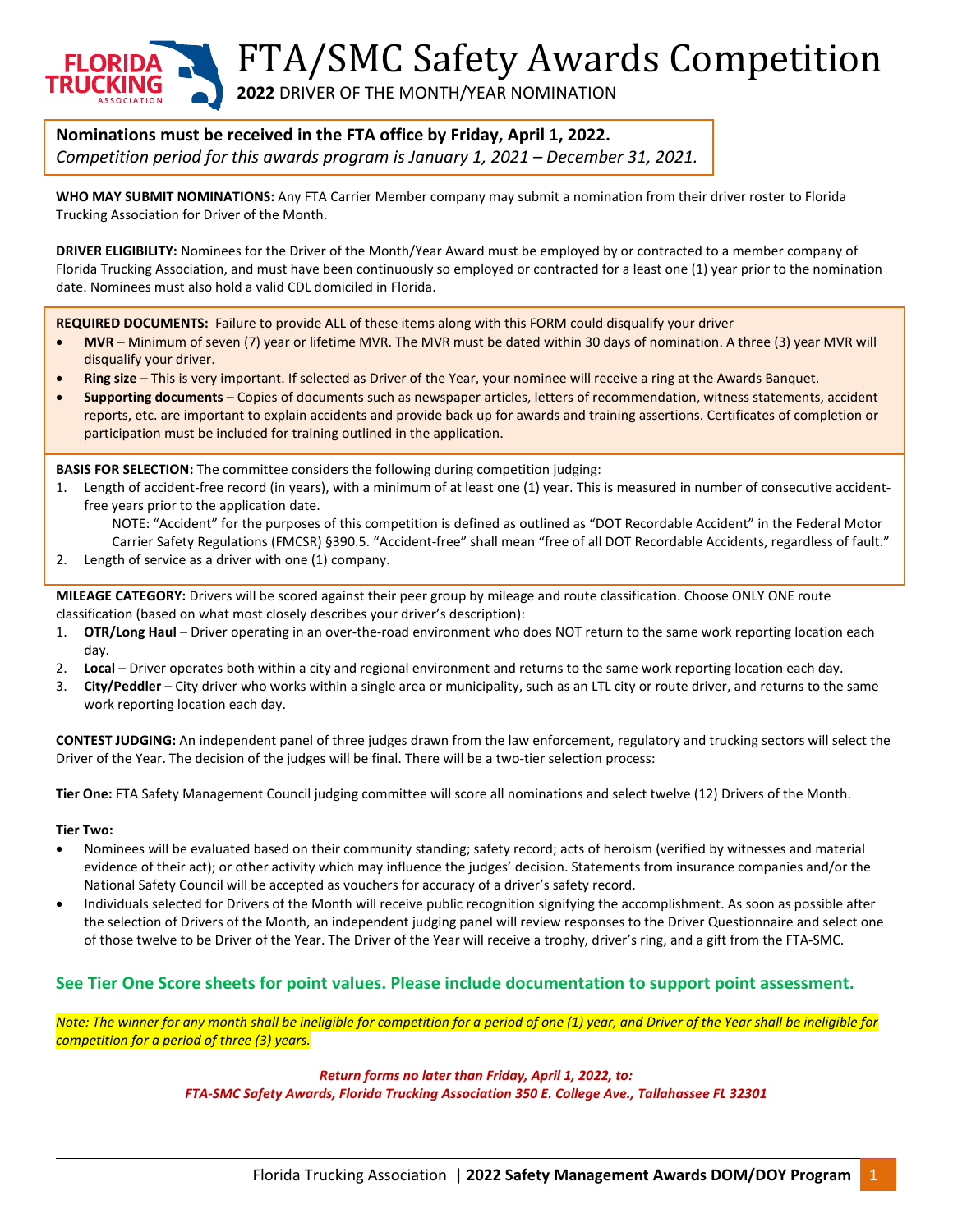# FTA/SMC Safety Awards Competition

**2022** DRIVER OF THE MONTH/YEAR NOMINATION

**Nominations must be received in the FTA office by Friday, April 1, 2022.**
*Competition period for this awards program is January 1, 2021 – December 31, 2021.*

**WHO MAY SUBMIT NOMINATIONS:** Any FTA Carrier Member company may submit a nomination from their driver roster to Florida Trucking Association for Driver of the Month.

**DRIVER ELIGIBILITY:** Nominees for the Driver of the Month/Year Award must be employed by or contracted to a member company of Florida Trucking Association, and must have been continuously so employed or contracted for a least one (1) year prior to the nomination date. Nominees must also hold a valid CDL domiciled in Florida.

**REQUIRED DOCUMENTS:** Failure to provide ALL of these items along with this FORM could disqualify your driver

- **MVR** – Minimum of seven (7) year or lifetime MVR. The MVR must be dated within 30 days of nomination. A three (3) year MVR will disqualify your driver.
- **Ring size** – This is very important. If selected as Driver of the Year, your nominee will receive a ring at the Awards Banquet.
- **Supporting documents** – Copies of documents such as newspaper articles, letters of recommendation, witness statements, accident reports, etc. are important to explain accidents and provide back up for awards and training assertions. Certificates of completion or participation must be included for training outlined in the application.

**BASIS FOR SELECTION:** The committee considers the following during competition judging:

1. Length of accident-free record (in years), with a minimum of at least one (1) year. This is measured in number of consecutive accident-free years prior to the application date.
   NOTE: "Accident" for the purposes of this competition is defined as outlined as "DOT Recordable Accident" in the Federal Motor Carrier Safety Regulations (FMCSR) §390.5. "Accident-free" shall mean "free of all DOT Recordable Accidents, regardless of fault."
2. Length of service as a driver with one (1) company.

**MILEAGE CATEGORY:** Drivers will be scored against their peer group by mileage and route classification. Choose ONLY ONE route classification (based on what most closely describes your driver's description):

1. **OTR/Long Haul** – Driver operating in an over-the-road environment who does NOT return to the same work reporting location each day.
2. **Local** – Driver operates both within a city and regional environment and returns to the same work reporting location each day.
3. **City/Peddler** – City driver who works within a single area or municipality, such as an LTL city or route driver, and returns to the same work reporting location each day.

**CONTEST JUDGING:** An independent panel of three judges drawn from the law enforcement, regulatory and trucking sectors will select the Driver of the Year. The decision of the judges will be final. There will be a two-tier selection process:

**Tier One:** FTA Safety Management Council judging committee will score all nominations and select twelve (12) Drivers of the Month.

**Tier Two:**

- Nominees will be evaluated based on their community standing; safety record; acts of heroism (verified by witnesses and material evidence of their act); or other activity which may influence the judges' decision. Statements from insurance companies and/or the National Safety Council will be accepted as vouchers for accuracy of a driver's safety record.
- Individuals selected for Drivers of the Month will receive public recognition signifying the accomplishment. As soon as possible after the selection of Drivers of the Month, an independent judging panel will review responses to the Driver Questionnaire and select one of those twelve to be Driver of the Year. The Driver of the Year will receive a trophy, driver's ring, and a gift from the FTA-SMC.

**See Tier One Score sheets for point values. Please include documentation to support point assessment.**

*Note: The winner for any month shall be ineligible for competition for a period of one (1) year, and Driver of the Year shall be ineligible for competition for a period of three (3) years.*

***Return forms no later than Friday, April 1, 2022, to:***
***FTA-SMC Safety Awards, Florida Trucking Association 350 E. College Ave., Tallahassee FL 32301***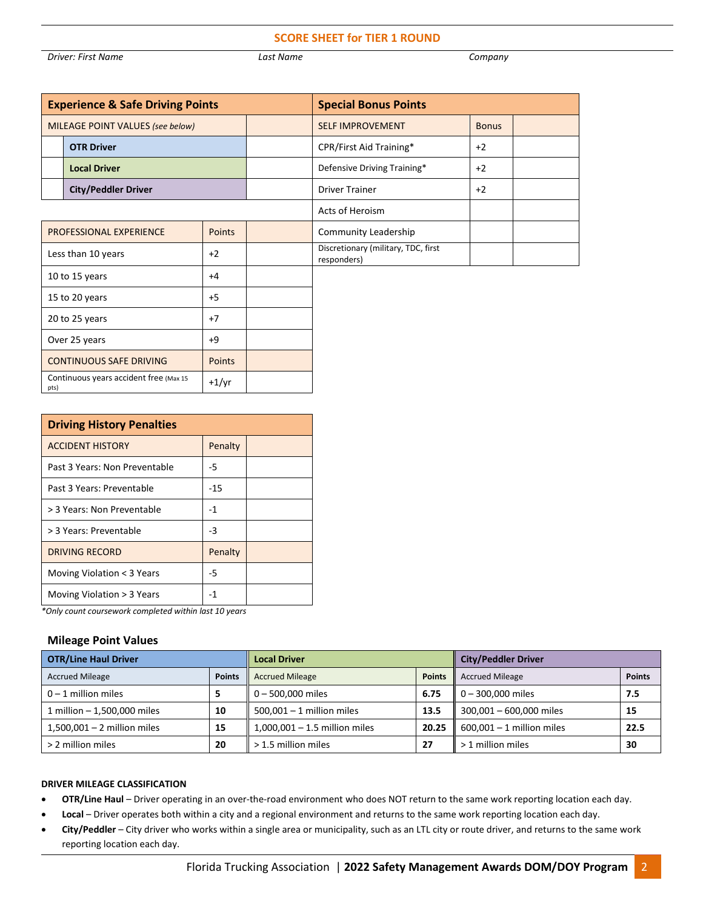## SCORE SHEET for TIER 1 ROUND

*Driver: First Name* *Last Name* *Company*

| Experience & Safe Driving Points | | |
|---|---|---|
| MILEAGE POINT VALUES *(see below)* | | |
| | **OTR Driver** | |
| | **Local Driver** | |
| | **City/Peddler Driver** | |

| PROFESSIONAL EXPERIENCE | Points | |
|---|---|---|
| Less than 10 years | +2 | |
| 10 to 15 years | +4 | |
| 15 to 20 years | +5 | |
| 20 to 25 years | +7 | |
| Over 25 years | +9 | |
| CONTINUOUS SAFE DRIVING | Points | |
| Continuous years accident free (Max 15 pts) | +1/yr | |

| Special Bonus Points | | |
|---|---|---|
| SELF IMPROVEMENT | Bonus | |
| CPR/First Aid Training* | +2 | |
| Defensive Driving Training* | +2 | |
| Driver Trainer | +2 | |
| Acts of Heroism | | |
| Community Leadership | | |
| Discretionary (military, TDC, first responders) | | |

| Driving History Penalties | | |
|---|---|---|
| ACCIDENT HISTORY | Penalty | |
| Past 3 Years: Non Preventable | -5 | |
| Past 3 Years: Preventable | -15 | |
| > 3 Years: Non Preventable | -1 | |
| > 3 Years: Preventable | -3 | |
| DRIVING RECORD | Penalty | |
| Moving Violation < 3 Years | -5 | |
| Moving Violation > 3 Years | -1 | |

*\*Only count coursework completed within last 10 years*

### Mileage Point Values

| OTR/Line Haul Driver | | Local Driver | | City/Peddler Driver | |
|---|---|---|---|---|---|
| Accrued Mileage | Points | Accrued Mileage | Points | Accrued Mileage | Points |
| 0 – 1 million miles | **5** | 0 – 500,000 miles | **6.75** | 0 – 300,000 miles | **7.5** |
| 1 million – 1,500,000 miles | **10** | 500,001 – 1 million miles | **13.5** | 300,001 – 600,000 miles | **15** |
| 1,500,001 – 2 million miles | **15** | 1,000,001 – 1.5 million miles | **20.25** | 600,001 – 1 million miles | **22.5** |
| > 2 million miles | **20** | > 1.5 million miles | **27** | > 1 million miles | **30** |

**DRIVER MILEAGE CLASSIFICATION**

- **OTR/Line Haul** – Driver operating in an over-the-road environment who does NOT return to the same work reporting location each day.
- **Local** – Driver operates both within a city and a regional environment and returns to the same work reporting location each day.
- **City/Peddler** – City driver who works within a single area or municipality, such as an LTL city or route driver, and returns to the same work reporting location each day.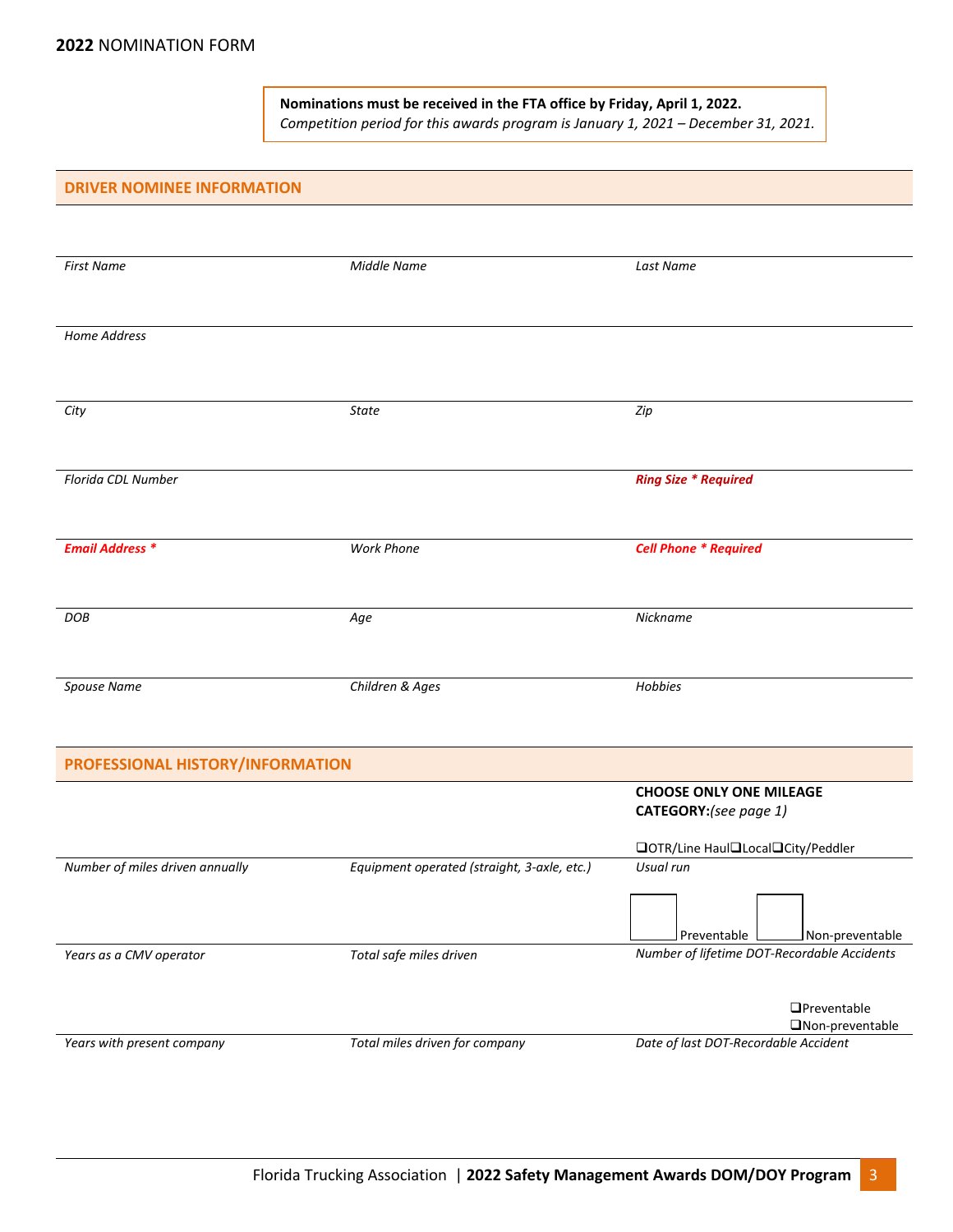**2022** NOMINATION FORM

> **Nominations must be received in the FTA office by Friday, April 1, 2022.**
> *Competition period for this awards program is January 1, 2021 – December 31, 2021.*

## DRIVER NOMINEE INFORMATION

| | | |
|---|---|---|
| *First Name* | *Middle Name* | *Last Name* |
| *Home Address* | | |
| *City* | *State* | *Zip* |
| *Florida CDL Number* | | ***Ring Size * Required*** |
| ***Email Address **** | *Work Phone* | ***Cell Phone * Required*** |
| *DOB* | *Age* | *Nickname* |
| *Spouse Name* | *Children & Ages* | *Hobbies* |

## PROFESSIONAL HISTORY/INFORMATION

| | | |
|---|---|---|
| | | **CHOOSE ONLY ONE MILEAGE CATEGORY:***(see page 1)* ❑OTR/Line Haul❑Local❑City/Peddler |
| *Number of miles driven annually* | *Equipment operated (straight, 3-axle, etc.)* | *Usual run* |
| | | ☐ Preventable ☐ Non-preventable |
| *Years as a CMV operator* | *Total safe miles driven* | *Number of lifetime DOT-Recordable Accidents* |
| | | ❑Preventable ❑Non-preventable |
| *Years with present company* | *Total miles driven for company* | *Date of last DOT-Recordable Accident* |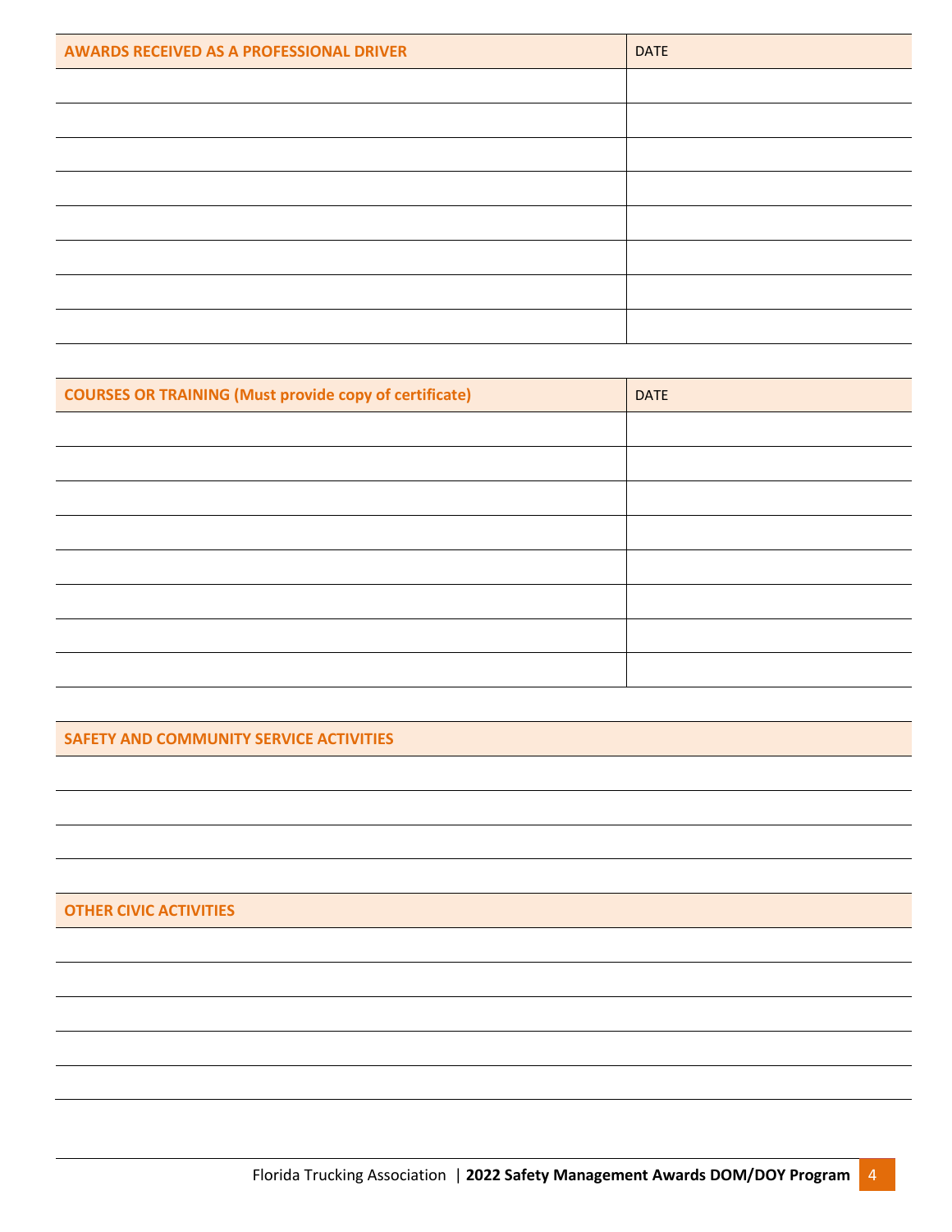| AWARDS RECEIVED AS A PROFESSIONAL DRIVER | DATE |
|---|---|
| | |
| | |
| | |
| | |
| | |
| | |
| | |
| | |

| COURSES OR TRAINING (Must provide copy of certificate) | DATE |
|---|---|
| | |
| | |
| | |
| | |
| | |
| | |
| | |
| | |

| SAFETY AND COMMUNITY SERVICE ACTIVITIES |
|---|
| |
| |
| |
| |

| OTHER CIVIC ACTIVITIES |
|---|
| |
| |
| |
| |
| |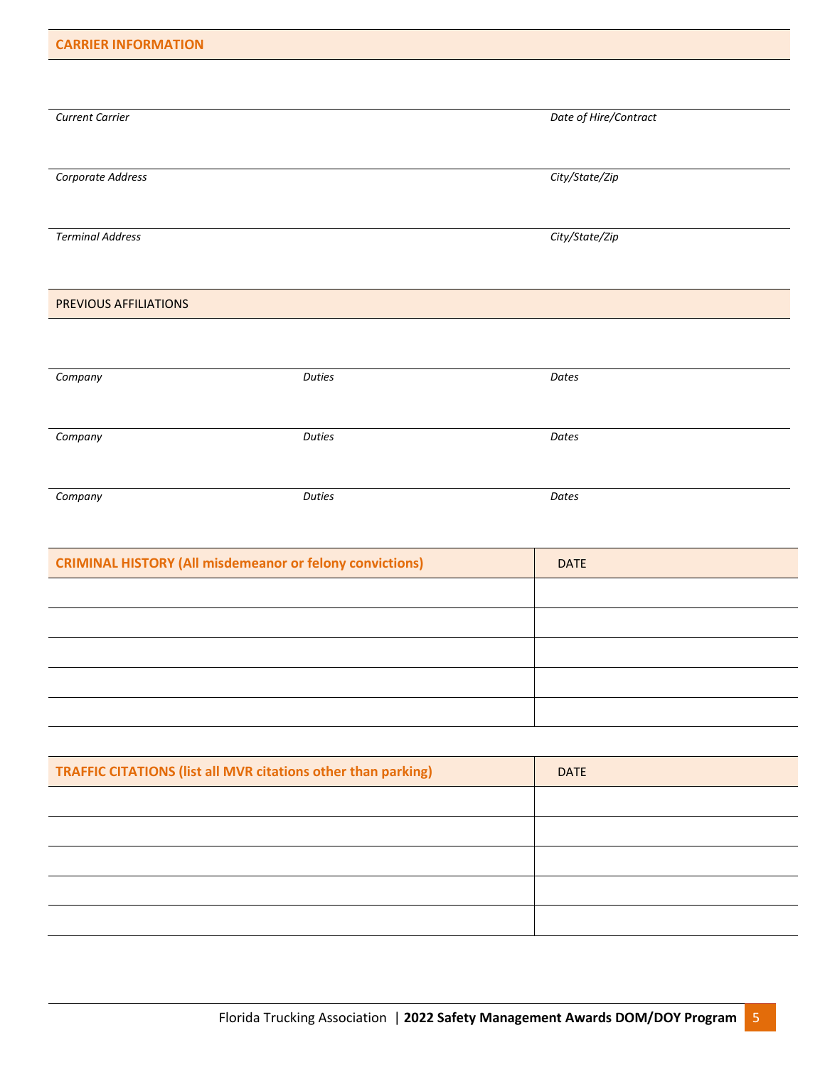## CARRIER INFORMATION

| *Current Carrier* | *Date of Hire/Contract* |
|---|---|
| *Corporate Address* | *City/State/Zip* |
| *Terminal Address* | *City/State/Zip* |

## PREVIOUS AFFILIATIONS

| *Company* | *Duties* | *Dates* |
|---|---|---|
| *Company* | *Duties* | *Dates* |
| *Company* | *Duties* | *Dates* |

| **CRIMINAL HISTORY (All misdemeanor or felony convictions)** | DATE |
|---|---|
| | |
| | |
| | |
| | |
| | |

| **TRAFFIC CITATIONS (list all MVR citations other than parking)** | DATE |
|---|---|
| | |
| | |
| | |
| | |
| | |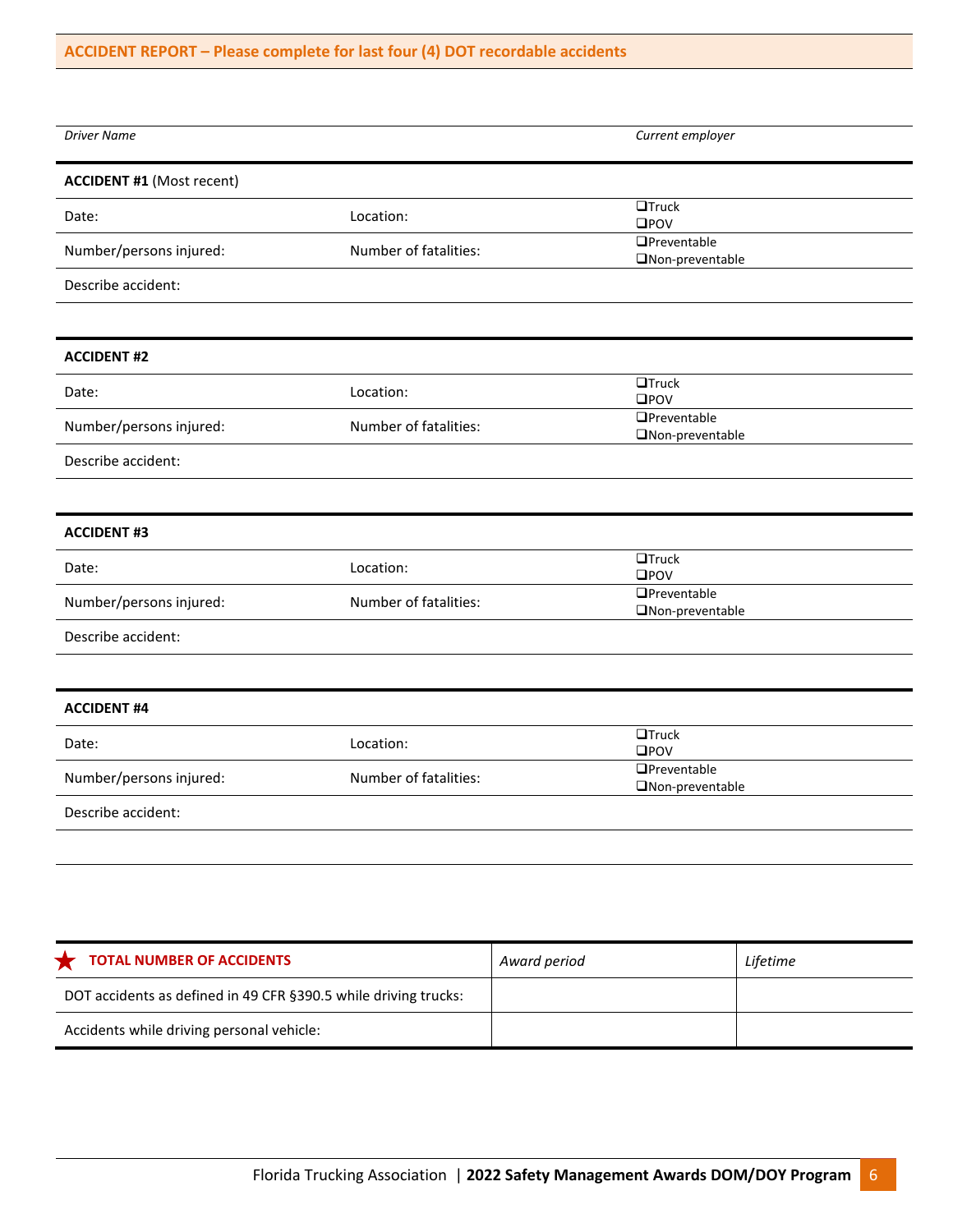## ACCIDENT REPORT – Please complete for last four (4) DOT recordable accidents

| *Driver Name* | *Current employer* |
|---|---|

**ACCIDENT #1** (Most recent)

| | | |
|---|---|---|
| Date: | Location: | ❑Truck<br>❑POV |
| Number/persons injured: | Number of fatalities: | ❑Preventable<br>❑Non-preventable |
| Describe accident: | | |

**ACCIDENT #2**

| | | |
|---|---|---|
| Date: | Location: | ❑Truck<br>❑POV |
| Number/persons injured: | Number of fatalities: | ❑Preventable<br>❑Non-preventable |
| Describe accident: | | |

**ACCIDENT #3**

| | | |
|---|---|---|
| Date: | Location: | ❑Truck<br>❑POV |
| Number/persons injured: | Number of fatalities: | ❑Preventable<br>❑Non-preventable |
| Describe accident: | | |

**ACCIDENT #4**

| | | |
|---|---|---|
| Date: | Location: | ❑Truck<br>❑POV |
| Number/persons injured: | Number of fatalities: | ❑Preventable<br>❑Non-preventable |
| Describe accident: | | |

| ★ **TOTAL NUMBER OF ACCIDENTS** | *Award period* | *Lifetime* |
|---|---|---|
| DOT accidents as defined in 49 CFR §390.5 while driving trucks: | | |
| Accidents while driving personal vehicle: | | |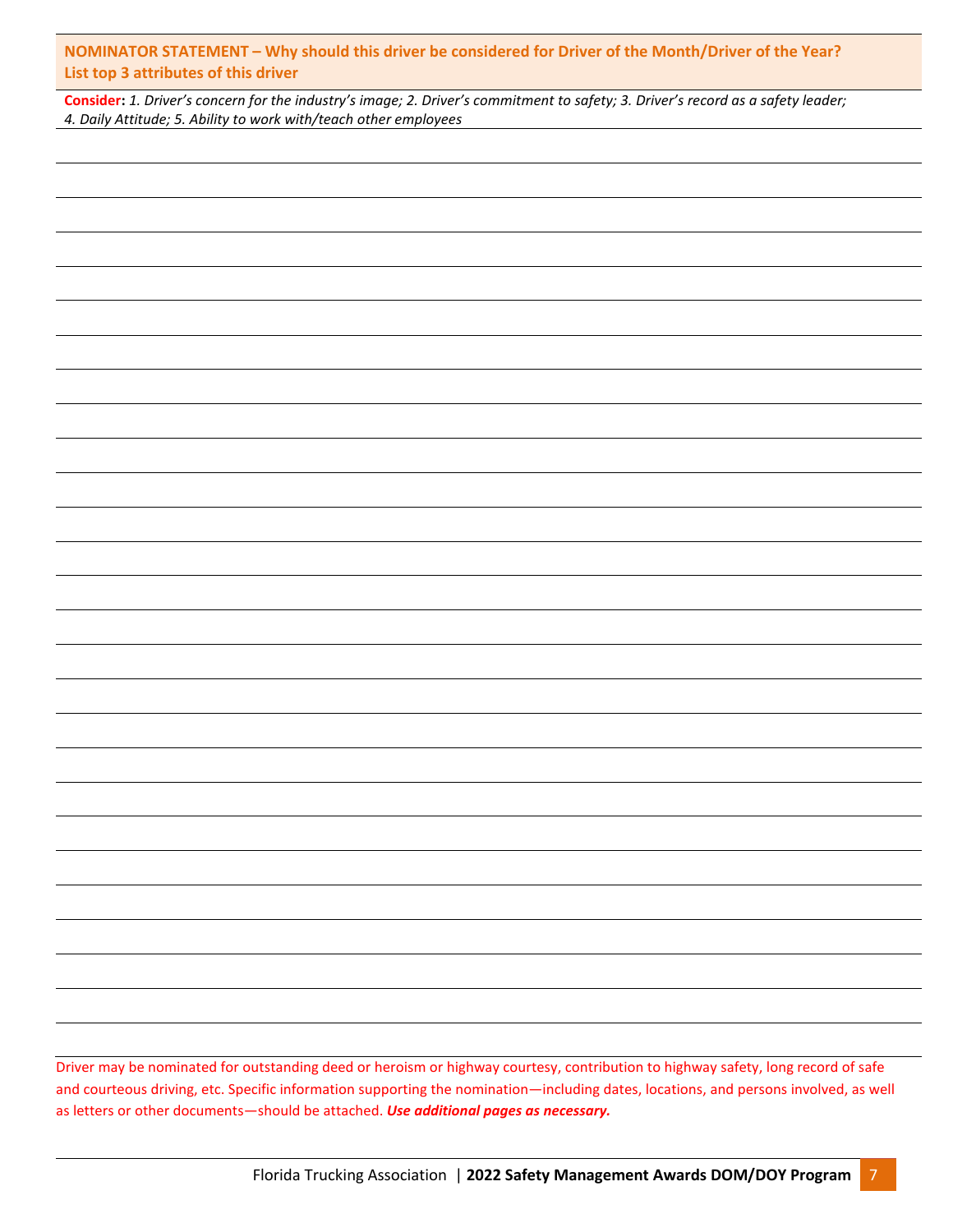**NOMINATOR STATEMENT – Why should this driver be considered for Driver of the Month/Driver of the Year? List top 3 attributes of this driver**

**Consider:** *1. Driver's concern for the industry's image; 2. Driver's commitment to safety; 3. Driver's record as a safety leader; 4. Daily Attitude; 5. Ability to work with/teach other employees*

Driver may be nominated for outstanding deed or heroism or highway courtesy, contribution to highway safety, long record of safe and courteous driving, etc. Specific information supporting the nomination—including dates, locations, and persons involved, as well as letters or other documents—should be attached. ***Use additional pages as necessary.***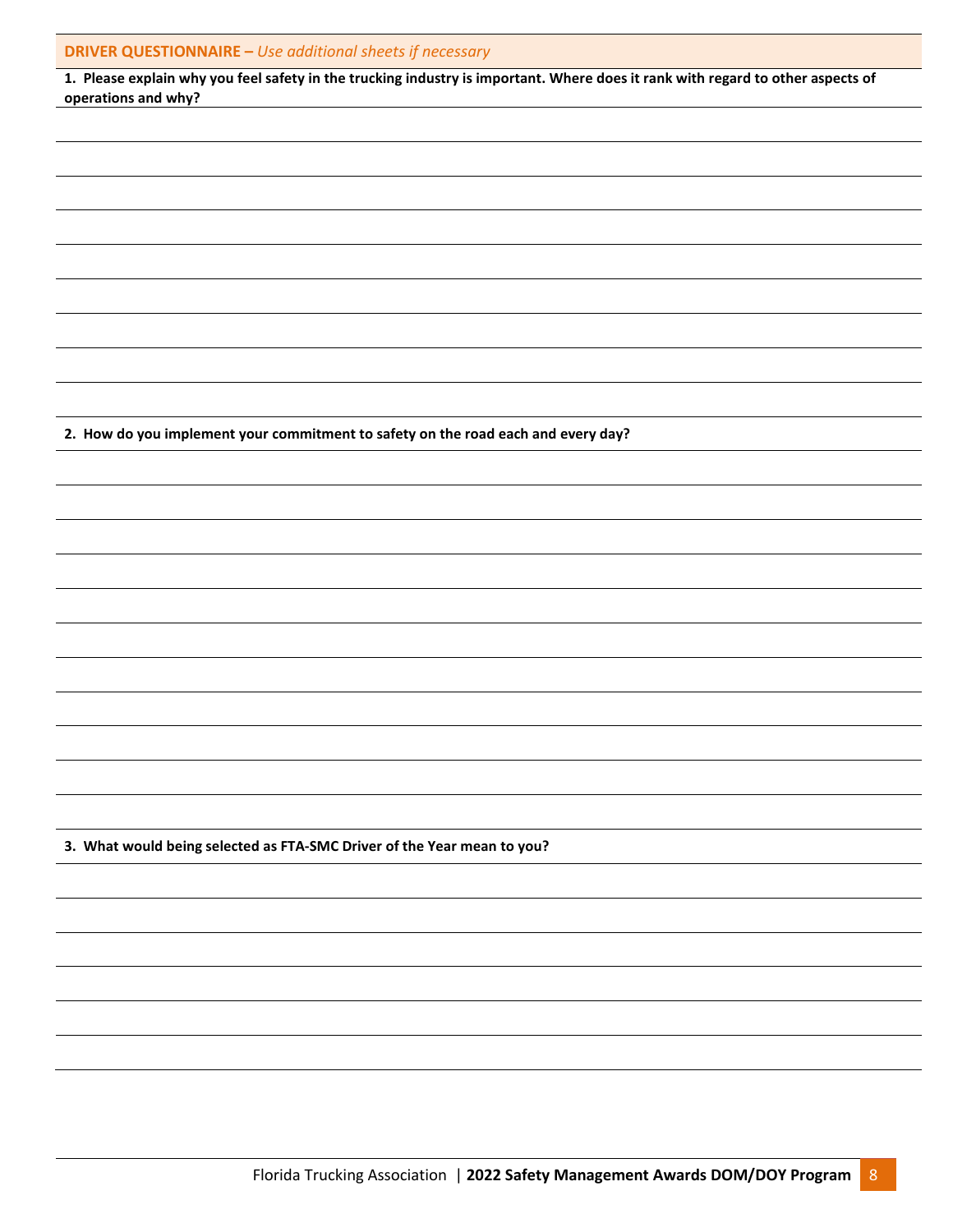**DRIVER QUESTIONNAIRE –** *Use additional sheets if necessary*

**1. Please explain why you feel safety in the trucking industry is important. Where does it rank with regard to other aspects of operations and why?**

**2. How do you implement your commitment to safety on the road each and every day?**

**3. What would being selected as FTA-SMC Driver of the Year mean to you?**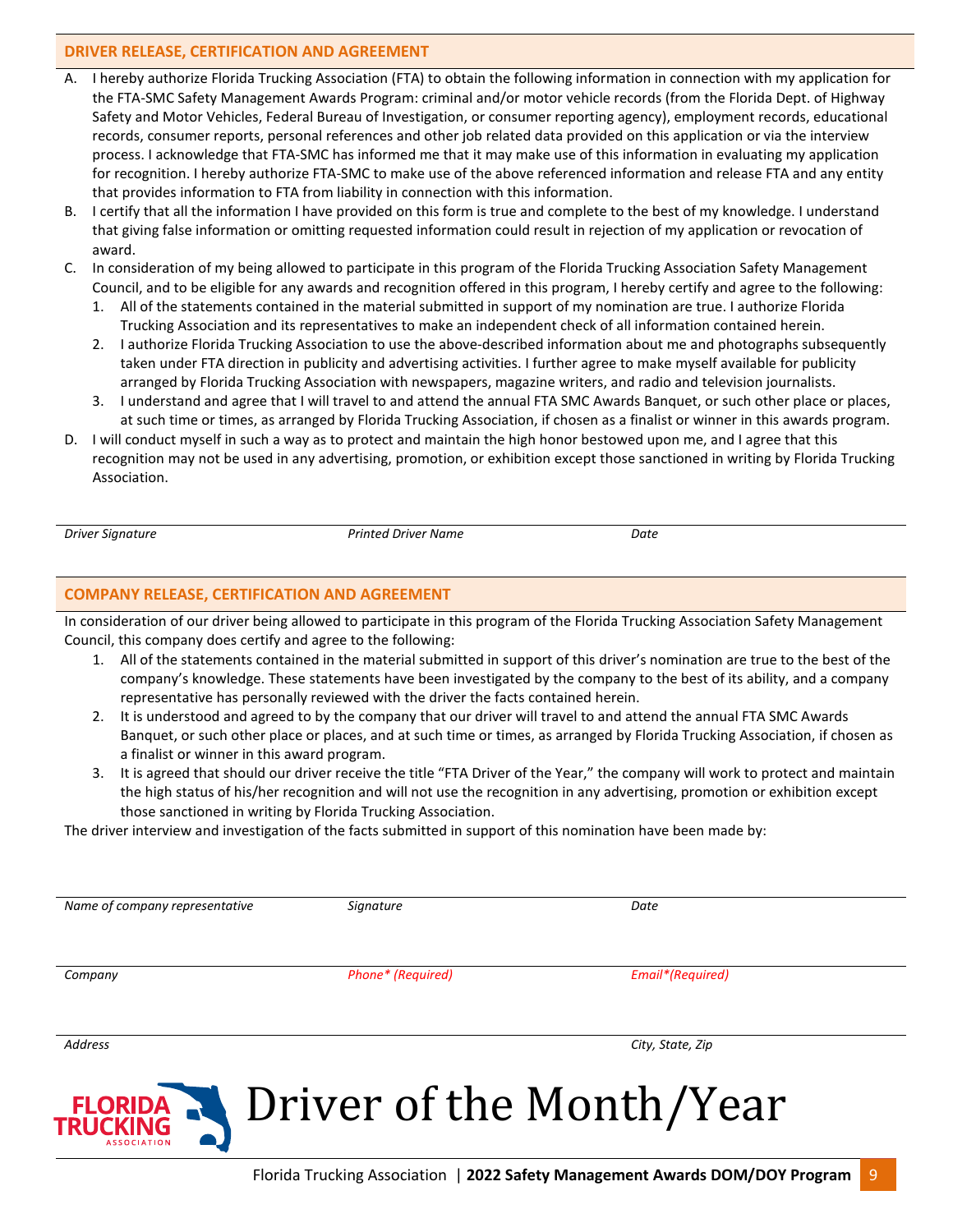## DRIVER RELEASE, CERTIFICATION AND AGREEMENT

A. I hereby authorize Florida Trucking Association (FTA) to obtain the following information in connection with my application for the FTA-SMC Safety Management Awards Program: criminal and/or motor vehicle records (from the Florida Dept. of Highway Safety and Motor Vehicles, Federal Bureau of Investigation, or consumer reporting agency), employment records, educational records, consumer reports, personal references and other job related data provided on this application or via the interview process. I acknowledge that FTA-SMC has informed me that it may make use of this information in evaluating my application for recognition. I hereby authorize FTA-SMC to make use of the above referenced information and release FTA and any entity that provides information to FTA from liability in connection with this information.

B. I certify that all the information I have provided on this form is true and complete to the best of my knowledge. I understand that giving false information or omitting requested information could result in rejection of my application or revocation of award.

C. In consideration of my being allowed to participate in this program of the Florida Trucking Association Safety Management Council, and to be eligible for any awards and recognition offered in this program, I hereby certify and agree to the following:
   1. All of the statements contained in the material submitted in support of my nomination are true. I authorize Florida Trucking Association and its representatives to make an independent check of all information contained herein.
   2. I authorize Florida Trucking Association to use the above-described information about me and photographs subsequently taken under FTA direction in publicity and advertising activities. I further agree to make myself available for publicity arranged by Florida Trucking Association with newspapers, magazine writers, and radio and television journalists.
   3. I understand and agree that I will travel to and attend the annual FTA SMC Awards Banquet, or such other place or places, at such time or times, as arranged by Florida Trucking Association, if chosen as a finalist or winner in this awards program.

D. I will conduct myself in such a way as to protect and maintain the high honor bestowed upon me, and I agree that this recognition may not be used in any advertising, promotion, or exhibition except those sanctioned in writing by Florida Trucking Association.

| *Driver Signature* | *Printed Driver Name* | *Date* |
|---|---|---|

## COMPANY RELEASE, CERTIFICATION AND AGREEMENT

In consideration of our driver being allowed to participate in this program of the Florida Trucking Association Safety Management Council, this company does certify and agree to the following:

1. All of the statements contained in the material submitted in support of this driver's nomination are true to the best of the company's knowledge. These statements have been investigated by the company to the best of its ability, and a company representative has personally reviewed with the driver the facts contained herein.
2. It is understood and agreed to by the company that our driver will travel to and attend the annual FTA SMC Awards Banquet, or such other place or places, and at such time or times, as arranged by Florida Trucking Association, if chosen as a finalist or winner in this award program.
3. It is agreed that should our driver receive the title "FTA Driver of the Year," the company will work to protect and maintain the high status of his/her recognition and will not use the recognition in any advertising, promotion or exhibition except those sanctioned in writing by Florida Trucking Association.

The driver interview and investigation of the facts submitted in support of this nomination have been made by:

| *Name of company representative* | *Signature* | *Date* |
|---|---|---|
| *Company* | *Phone\* (Required)* | *Email\*(Required)* |
| *Address* | | *City, State, Zip* |

# Driver of the Month/Year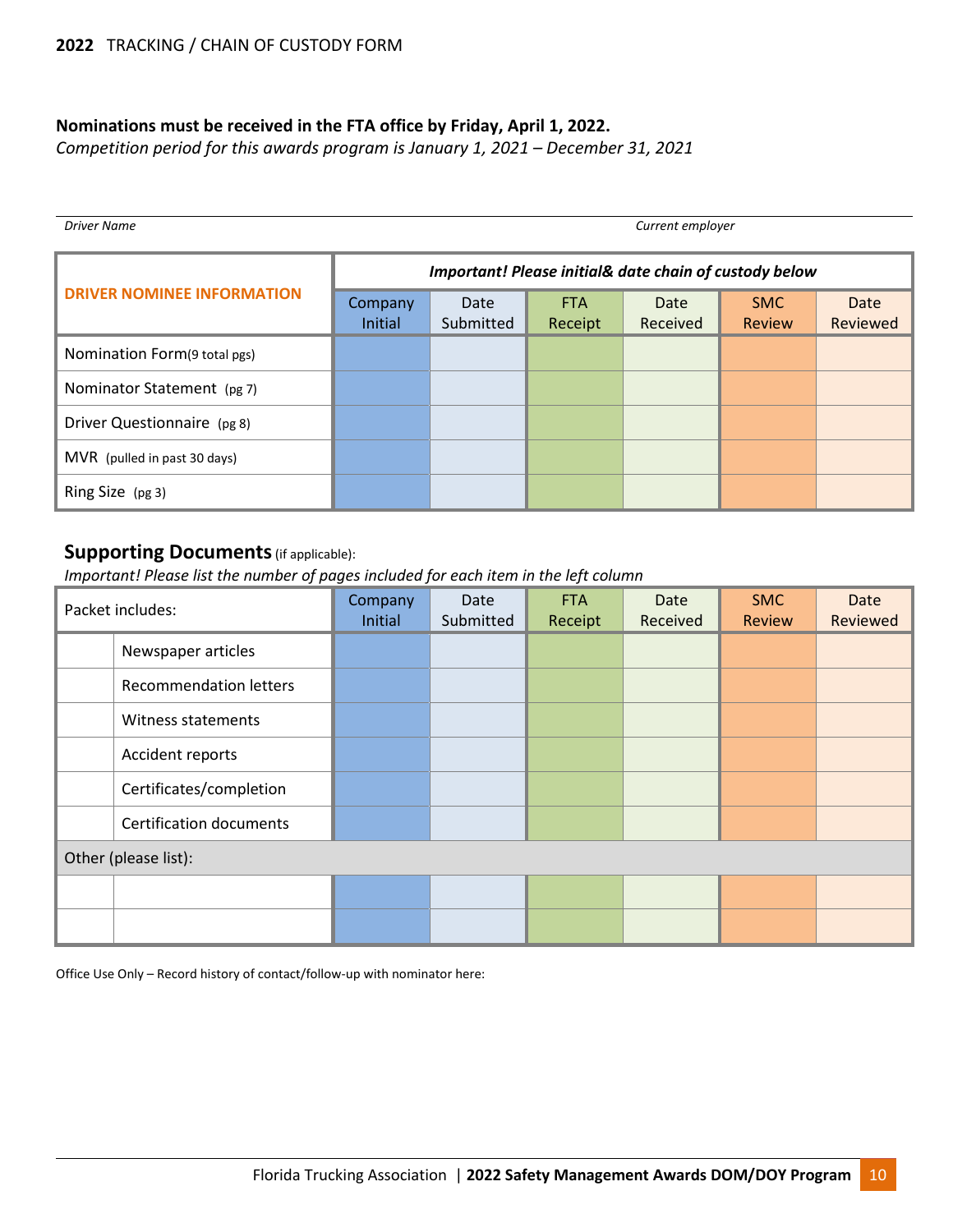2022 TRACKING / CHAIN OF CUSTODY FORM

**Nominations must be received in the FTA office by Friday, April 1, 2022.**
*Competition period for this awards program is January 1, 2021 – December 31, 2021*

*Driver Name* *Current employer*

| DRIVER NOMINEE INFORMATION | *Important! Please initial& date chain of custody below* | | | | | |
|---|---|---|---|---|---|---|
| | Company Initial | Date Submitted | FTA Receipt | Date Received | SMC Review | Date Reviewed |
| Nomination Form(9 total pgs) | | | | | | |
| Nominator Statement (pg 7) | | | | | | |
| Driver Questionnaire (pg 8) | | | | | | |
| MVR (pulled in past 30 days) | | | | | | |
| Ring Size (pg 3) | | | | | | |

## Supporting Documents (if applicable):

*Important! Please list the number of pages included for each item in the left column*

| Packet includes: | | Company Initial | Date Submitted | FTA Receipt | Date Received | SMC Review | Date Reviewed |
|---|---|---|---|---|---|---|---|
| | Newspaper articles | | | | | | |
| | Recommendation letters | | | | | | |
| | Witness statements | | | | | | |
| | Accident reports | | | | | | |
| | Certificates/completion | | | | | | |
| | Certification documents | | | | | | |
| Other (please list): | | | | | | | |
| | | | | | | | |
| | | | | | | | |

Office Use Only – Record history of contact/follow-up with nominator here: